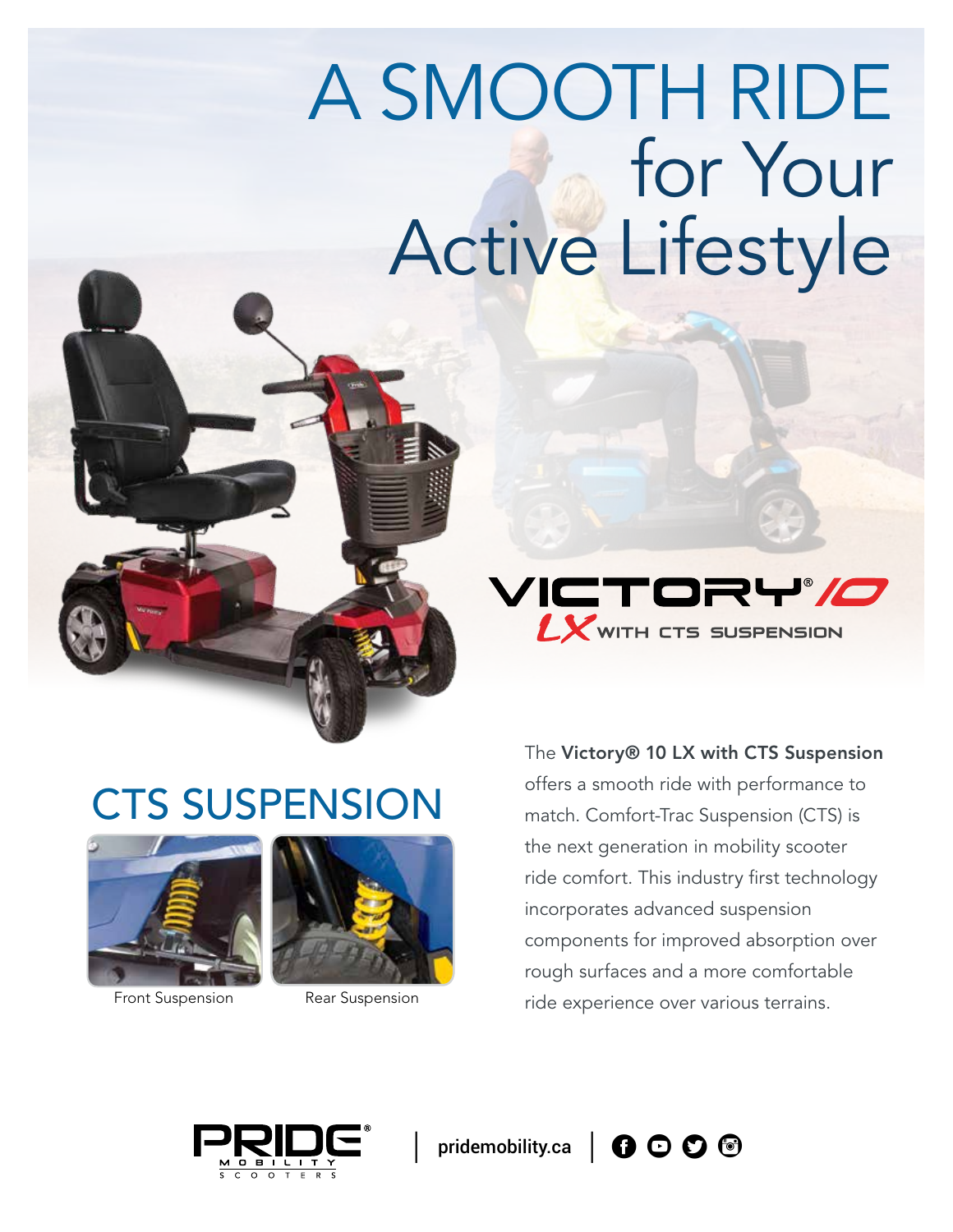# A SMOOTH RIDE for Your Active Lifestyle

VICTORY® 10 LX WITH CTS SUSPENSION

## CTS SUSPENSION

Front Suspension

Rear Suspension

The **Victory® 10 LX with CTS Suspension** offers a smooth ride with performance to match. Comfort-Trac Suspension (CTS) is the next generation in mobility scooter ride comfort. This industry first technology incorporates advanced suspension components for improved absorption over rough surfaces and a more comfortable ride experience over various terrains.

PRIDE® MOBILITY SCOOTERS | pridemobility.ca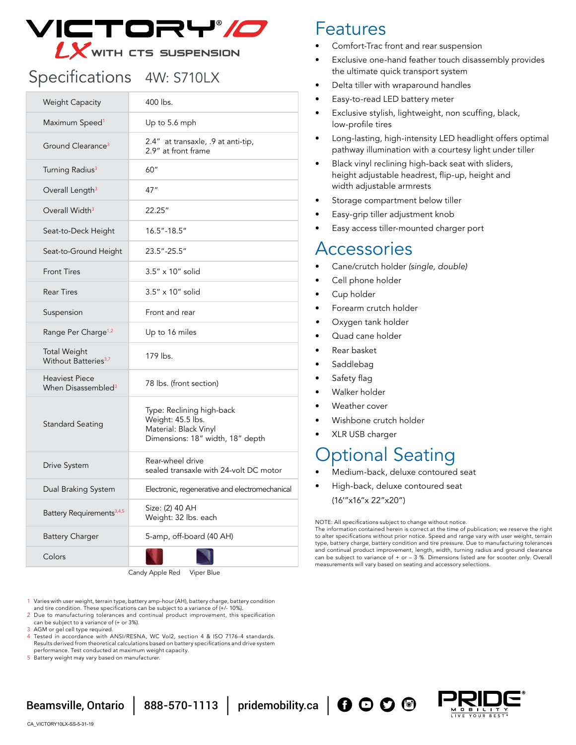# VICTORY® 10 LX WITH CTS SUSPENSION

## Specifications 4W: S710LX

| | |
|---|---|
| Weight Capacity | 400 lbs. |
| Maximum Speed[1] | Up to 5.6 mph |
| Ground Clearance[3] | 2.4" at transaxle, .9 at anti-tip, 2.9" at front frame |
| Turning Radius[3] | 60" |
| Overall Length[3] | 47" |
| Overall Width[3] | 22.25" |
| Seat-to-Deck Height | 16.5"-18.5" |
| Seat-to-Ground Height | 23.5"-25.5" |
| Front Tires | 3.5" x 10" solid |
| Rear Tires | 3.5" x 10" solid |
| Suspension | Front and rear |
| Range Per Charge[1,2] | Up to 16 miles |
| Total Weight Without Batteries[3,7] | 179 lbs. |
| Heaviest Piece When Disassembled[3] | 78 lbs. (front section) |
| Standard Seating | Type: Reclining high-back<br>Weight: 45.5 lbs.<br>Material: Black Vinyl<br>Dimensions: 18" width, 18" depth |
| Drive System | Rear-wheel drive sealed transaxle with 24-volt DC motor |
| Dual Braking System | Electronic, regenerative and electromechanical |
| Battery Requirements[3,4,5] | Size: (2) 40 AH<br>Weight: 32 lbs. each |
| Battery Charger | 5-amp, off-board (40 AH) |
| Colors | Candy Apple Red, Viper Blue |

1 Varies with user weight, terrain type, battery amp-hour (AH), battery charge, battery condition and tire condition. These specifications can be subject to a variance of (+/- 10%).
2 Due to manufacturing tolerances and continual product improvement, this specification can be subject to a variance of (+ or 3%).
3 AGM or gel cell type required.
4 Tested in accordance with ANSI/RESNA, WC Vol2, section 4 & ISO 7176-4 standards. Results derived from theoretical calculations based on battery specifications and drive system performance. Test conducted at maximum weight capacity.
5 Battery weight may vary based on manufacturer.

## Features

- Comfort-Trac front and rear suspension
- Exclusive one-hand feather touch disassembly provides the ultimate quick transport system
- Delta tiller with wraparound handles
- Easy-to-read LED battery meter
- Exclusive stylish, lightweight, non scuffing, black, low-profile tires
- Long-lasting, high-intensity LED headlight offers optimal pathway illumination with a courtesy light under tiller
- Black vinyl reclining high-back seat with sliders, height adjustable headrest, flip-up, height and width adjustable armrests
- Storage compartment below tiller
- Easy-grip tiller adjustment knob
- Easy access tiller-mounted charger port

## Accessories

- Cane/crutch holder *(single, double)*
- Cell phone holder
- Cup holder
- Forearm crutch holder
- Oxygen tank holder
- Quad cane holder
- Rear basket
- Saddlebag
- Safety flag
- Walker holder
- Weather cover
- Wishbone crutch holder
- XLR USB charger

## Optional Seating

- Medium-back, deluxe contoured seat
- High-back, deluxe contoured seat (16'"x16"x 22"x20")

NOTE: All specifications subject to change without notice.
The information contained herein is correct at the time of publication; we reserve the right to alter specifications without prior notice. Speed and range vary with user weight, terrain type, battery charge, battery condition and tire pressure. Due to manufacturing tolerances and continual product improvement, length, width, turning radius and ground clearance can be subject to variance of + or – 3 %. Dimensions listed are for scooter only. Overall measurements will vary based on seating and accessory selections.

Beamsville, Ontario | 888-570-1113 | pridemobility.ca

PRIDE® MOBILITY LIVE YOUR BEST®

CA_VICTORY10LX-SS-5-31-19